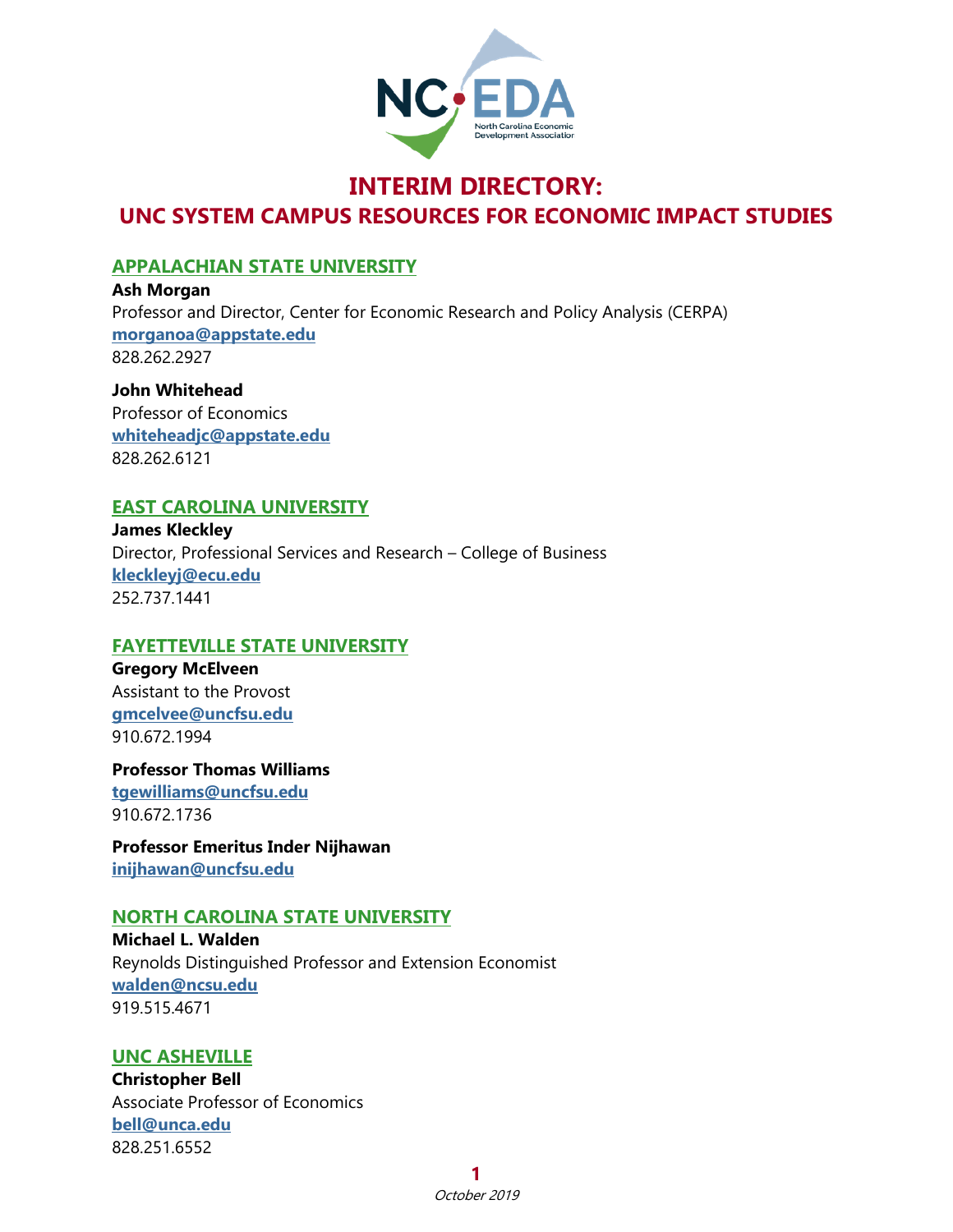# INTERIM DIRECTORY:
# UNC SYSTEM CAMPUS RESOURCES FOR ECONOMIC IMPACT STUDIES

## APPALACHIAN STATE UNIVERSITY

**Ash Morgan**
Professor and Director, Center for Economic Research and Policy Analysis (CERPA)
**morganoa@appstate.edu**
828.262.2927

**John Whitehead**
Professor of Economics
**whiteheadjc@appstate.edu**
828.262.6121

## EAST CAROLINA UNIVERSITY

**James Kleckley**
Director, Professional Services and Research – College of Business
**kleckleyj@ecu.edu**
252.737.1441

## FAYETTEVILLE STATE UNIVERSITY

**Gregory McElveen**
Assistant to the Provost
**gmcelvee@uncfsu.edu**
910.672.1994

**Professor Thomas Williams**
**tgewilliams@uncfsu.edu**
910.672.1736

**Professor Emeritus Inder Nijhawan**
**inijhawan@uncfsu.edu**

## NORTH CAROLINA STATE UNIVERSITY

**Michael L. Walden**
Reynolds Distinguished Professor and Extension Economist
**walden@ncsu.edu**
919.515.4671

## UNC ASHEVILLE

**Christopher Bell**
Associate Professor of Economics
**bell@unca.edu**
828.251.6552

*October 2019*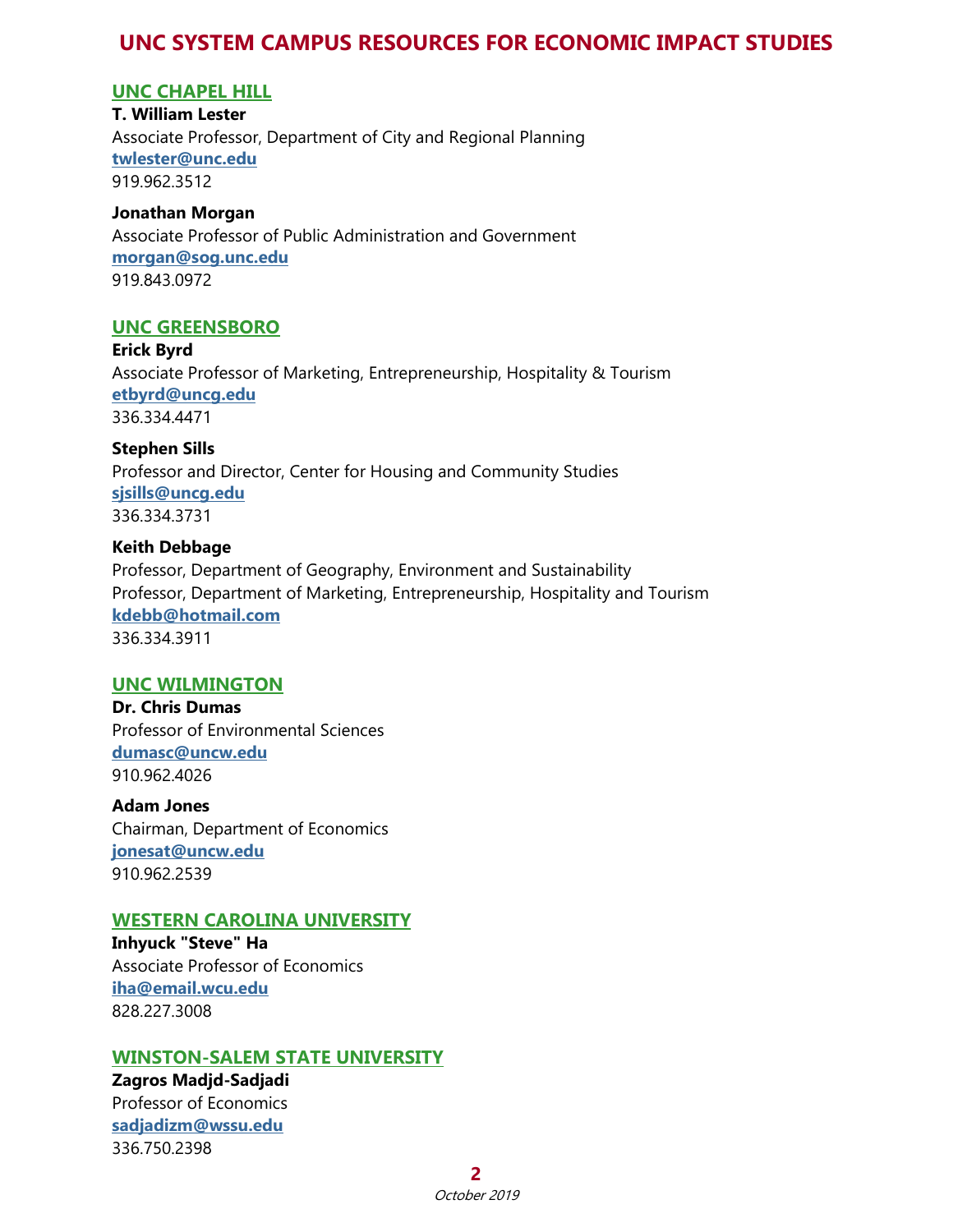# UNC SYSTEM CAMPUS RESOURCES FOR ECONOMIC IMPACT STUDIES

## UNC CHAPEL HILL

**T. William Lester**
Associate Professor, Department of City and Regional Planning
**twlester@unc.edu**
919.962.3512

**Jonathan Morgan**
Associate Professor of Public Administration and Government
**morgan@sog.unc.edu**
919.843.0972

## UNC GREENSBORO

**Erick Byrd**
Associate Professor of Marketing, Entrepreneurship, Hospitality & Tourism
**etbyrd@uncg.edu**
336.334.4471

**Stephen Sills**
Professor and Director, Center for Housing and Community Studies
**sjsills@uncg.edu**
336.334.3731

**Keith Debbage**
Professor, Department of Geography, Environment and Sustainability
Professor, Department of Marketing, Entrepreneurship, Hospitality and Tourism
**kdebb@hotmail.com**
336.334.3911

## UNC WILMINGTON

**Dr. Chris Dumas**
Professor of Environmental Sciences
**dumasc@uncw.edu**
910.962.4026

**Adam Jones**
Chairman, Department of Economics
**jonesat@uncw.edu**
910.962.2539

## WESTERN CAROLINA UNIVERSITY

**Inhyuck "Steve" Ha**
Associate Professor of Economics
**iha@email.wcu.edu**
828.227.3008

## WINSTON-SALEM STATE UNIVERSITY

**Zagros Madjd-Sadjadi**
Professor of Economics
**sadjadizm@wssu.edu**
336.750.2398

*October 2019*